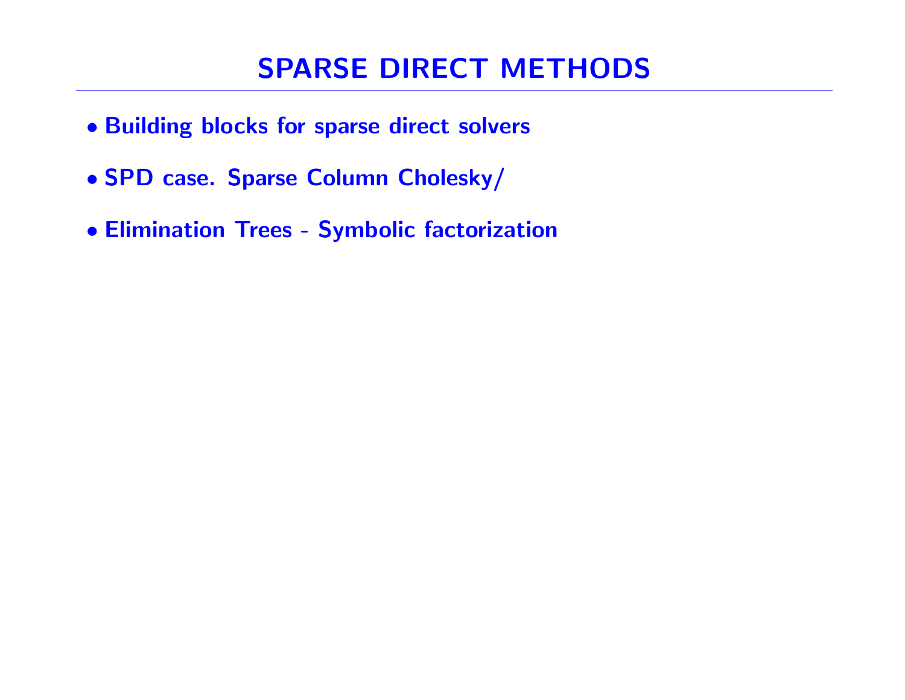# SPARSE DIRECT METHODS

- **Building blocks for sparse direct solvers**
- **SPD case. Sparse Column Cholesky/**
- **Elimination Trees - Symbolic factorization**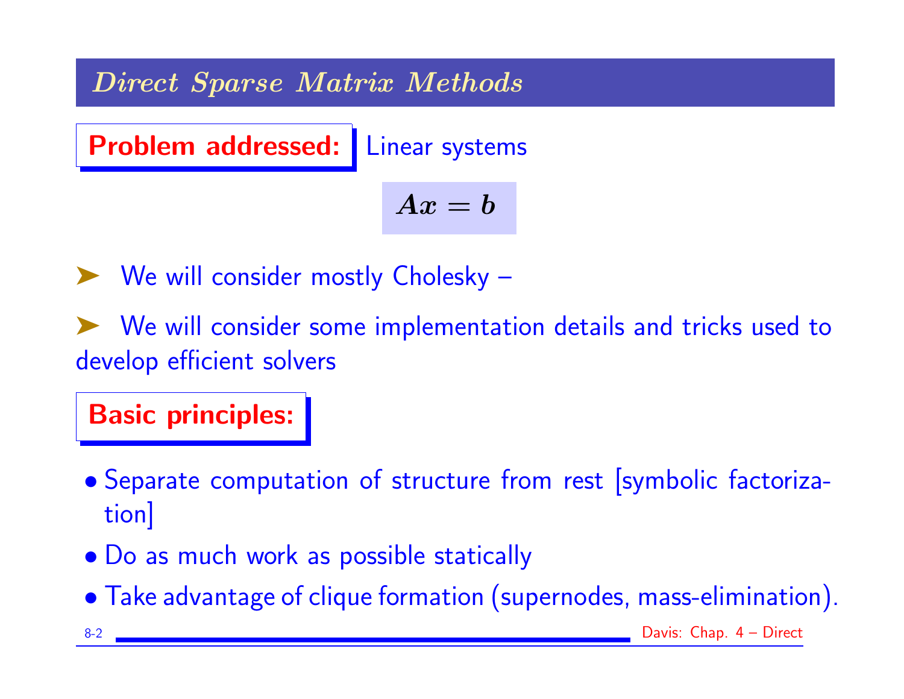# Direct Sparse Matrix Methods

**Problem addressed:** Linear systems

$$Ax = b$$

- We will consider mostly Cholesky –
- We will consider some implementation details and tricks used to develop efficient solvers

**Basic principles:**

- Separate computation of structure from rest [symbolic factorization]
- Do as much work as possible statically
- Take advantage of clique formation (supernodes, mass-elimination).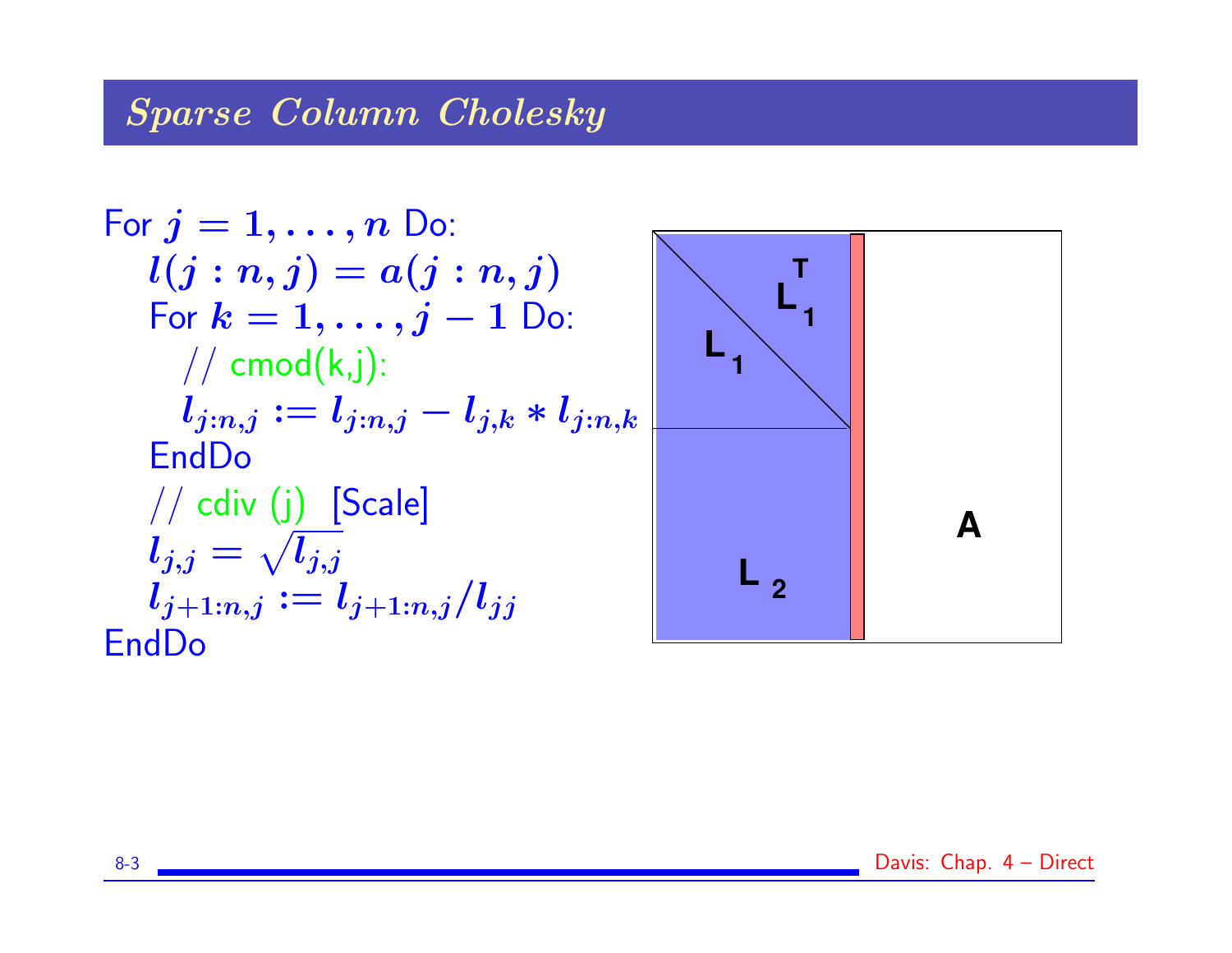# *Sparse Column Cholesky*

For $j = 1, \ldots, n$ Do:

  $l(j:n, j) = a(j:n, j)$

  For $k = 1, \ldots, j-1$ Do:

    // cmod(k,j):

    $l_{j:n,j} := l_{j:n,j} - l_{j,k} * l_{j:n,k}$

  EndDo

  // cdiv (j) [Scale]

  $l_{j,j} = \sqrt{l_{j,j}}$

  $l_{j+1:n,j} := l_{j+1:n,j} / l_{jj}$

EndDo

$L_1^T$

$L_1$

$L_2$

$A$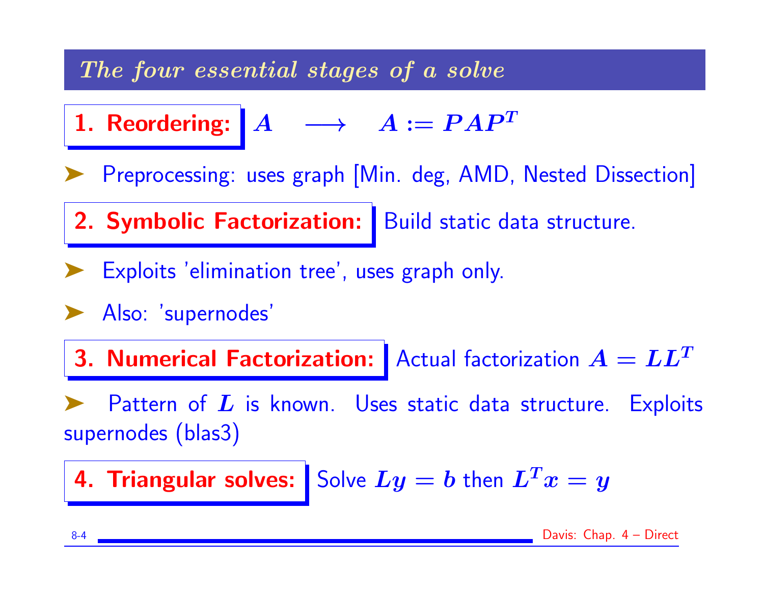## The four essential stages of a solve

**1. Reordering:** $A \quad \longrightarrow \quad A := PAP^T$

- Preprocessing: uses graph [Min. deg, AMD, Nested Dissection]

**2. Symbolic Factorization:** Build static data structure.

- Exploits 'elimination tree', uses graph only.
- Also: 'supernodes'

**3. Numerical Factorization:** Actual factorization $A = LL^T$

- Pattern of $L$ is known. Uses static data structure. Exploits supernodes (blas3)

**4. Triangular solves:** Solve $Ly = b$ then $L^T x = y$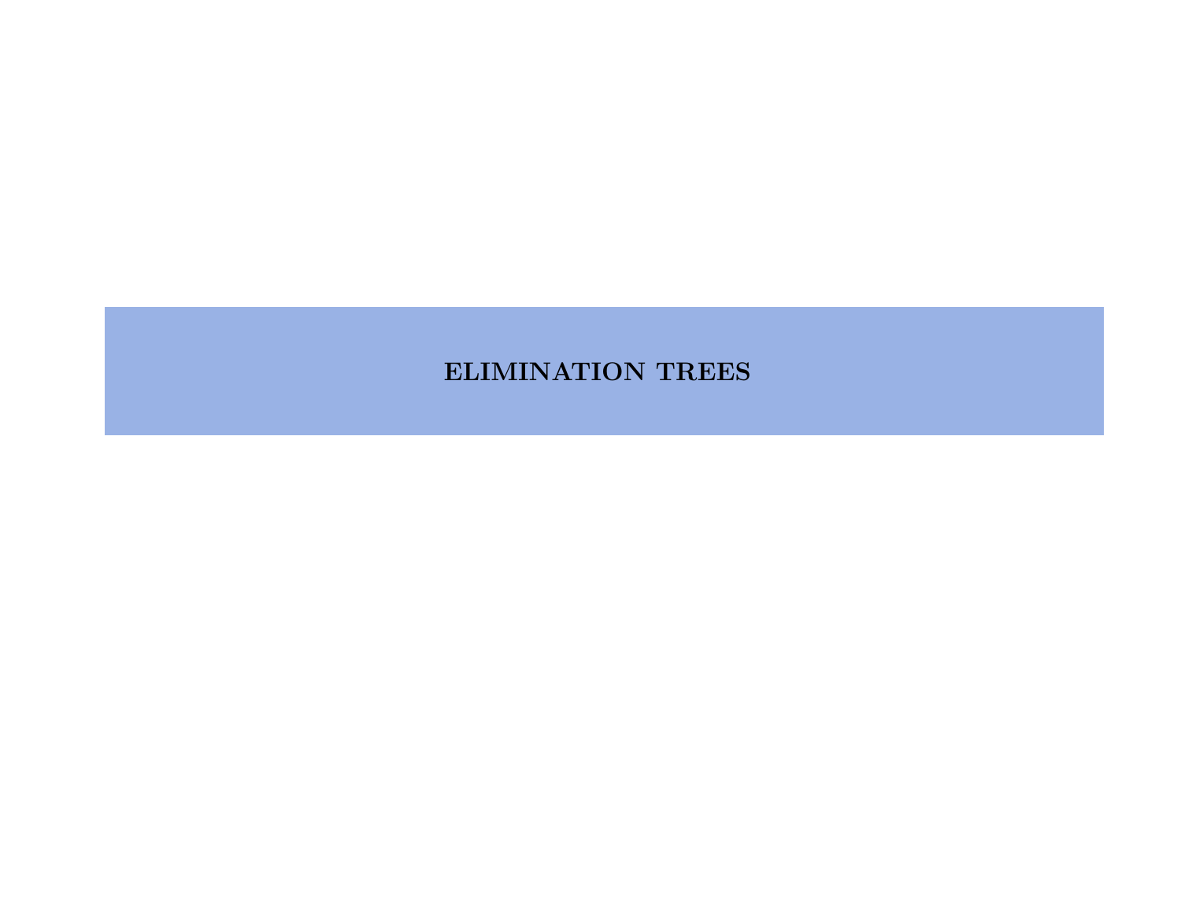# ELIMINATION TREES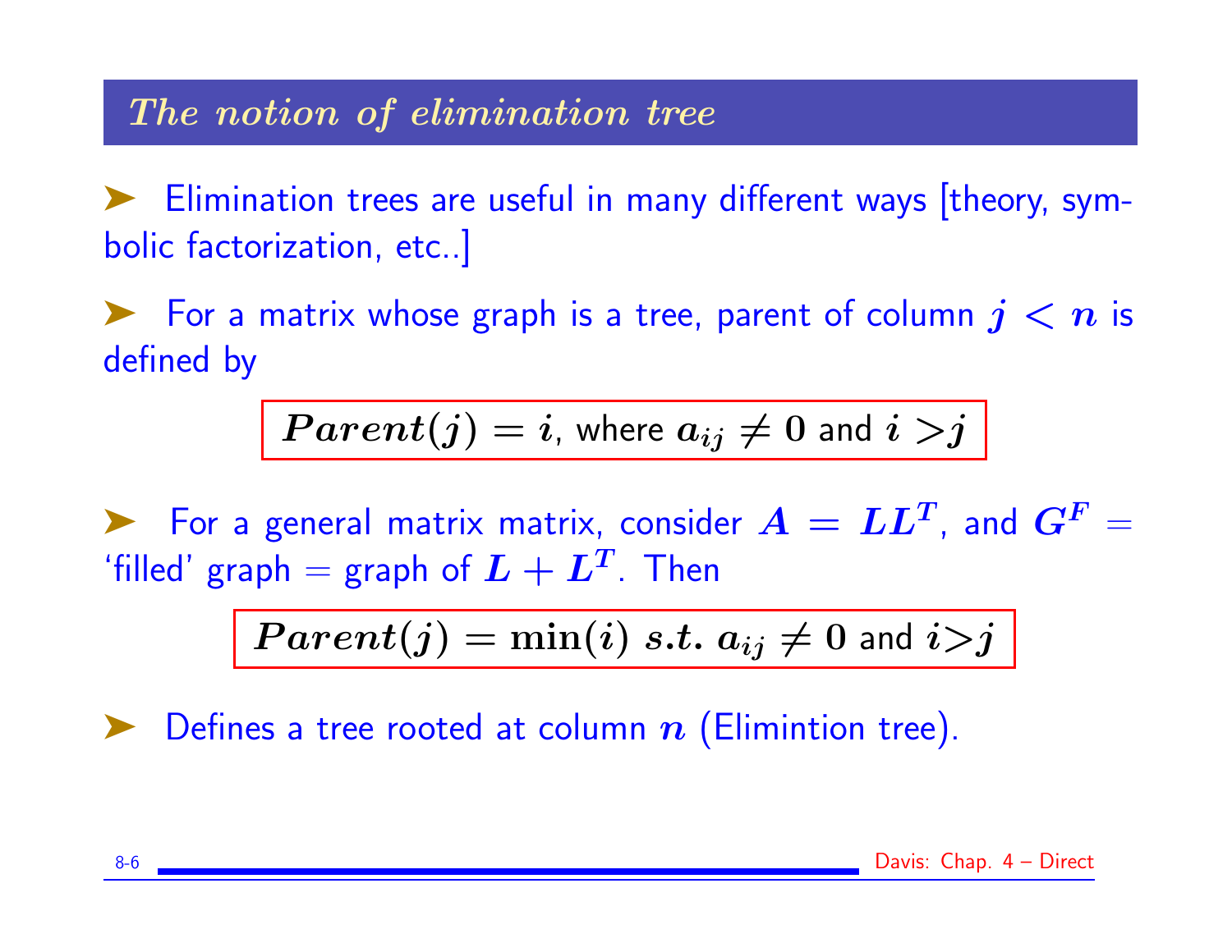## *The notion of elimination tree*

➤ Elimination trees are useful in many different ways [theory, symbolic factorization, etc..]

➤ For a matrix whose graph is a tree, parent of column $j < n$ is defined by

$$\boxed{Parent(j) = i, \text{ where } a_{ij} \neq 0 \text{ and } i > j}$$

➤ For a general matrix matrix, consider $A = LL^T$, and $G^F =$ 'filled' graph = graph of $L + L^T$. Then

$$\boxed{Parent(j) = \min(i) \ s.t. \ a_{ij} \neq 0 \text{ and } i > j}$$

➤ Defines a tree rooted at column $n$ (Elimintion tree).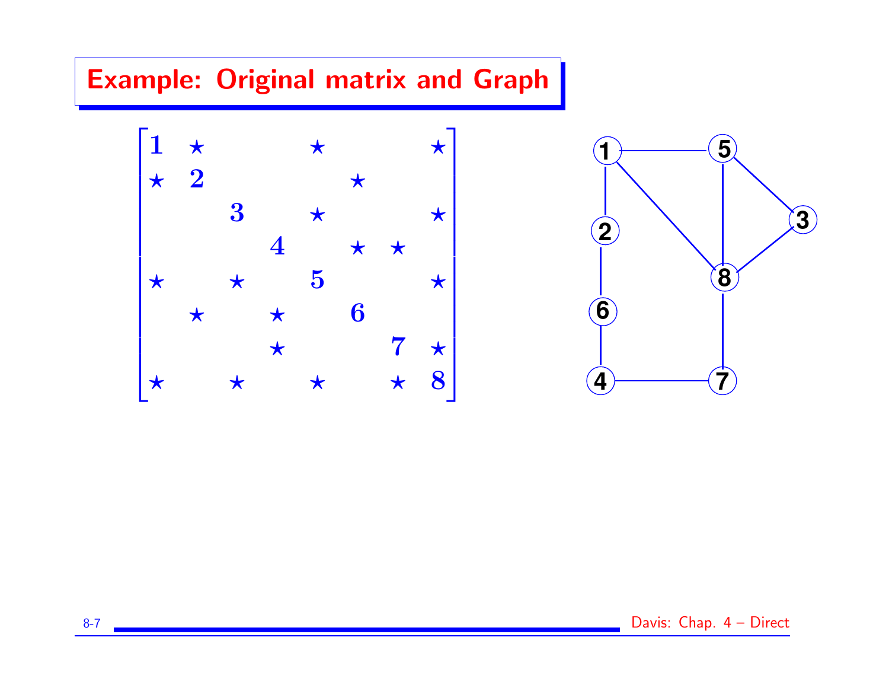# Example: Original matrix and Graph

$$
\begin{bmatrix}
\mathbf{1} & \star & & & \star & & & \star \\
\star & \mathbf{2} & & & & \star & & \\
& & \mathbf{3} & & \star & & & \star \\
& & & \mathbf{4} & & \star & \star & \\
\star & & \star & & \mathbf{5} & & & \star \\
& \star & & \star & & \mathbf{6} & & \\
& & & \star & & & \mathbf{7} & \star \\
\star & & \star & & \star & & \star & \mathbf{8}
\end{bmatrix}
$$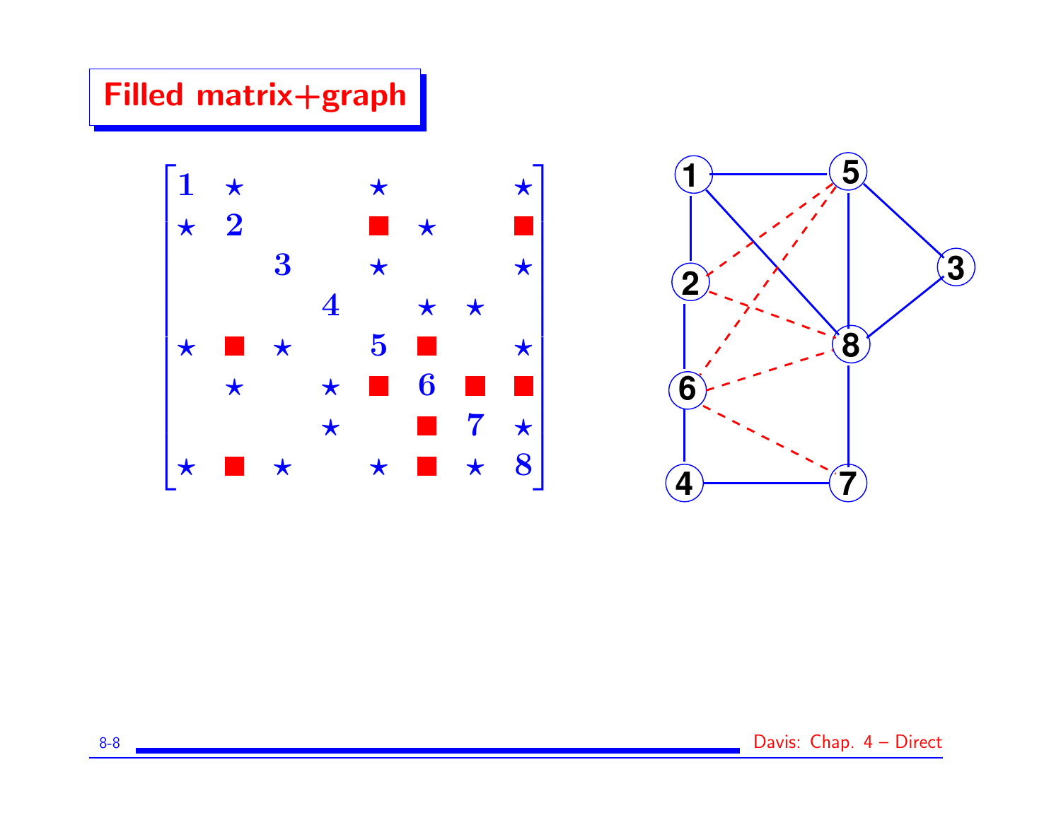# Filled matrix+graph

$$
\begin{bmatrix}
1 & \star & & & \star & & & \star \\
\star & 2 & & & \blacksquare & \star & & \blacksquare \\
& & 3 & & \star & & & \star \\
& & & 4 & & \star & \star & \\
\star & \blacksquare & \star & & 5 & \blacksquare & & \star \\
& \star & & \star & \blacksquare & 6 & \blacksquare & \blacksquare \\
& & & \star & & \blacksquare & 7 & \star \\
\star & \blacksquare & \star & & \star & \blacksquare & \star & 8
\end{bmatrix}
$$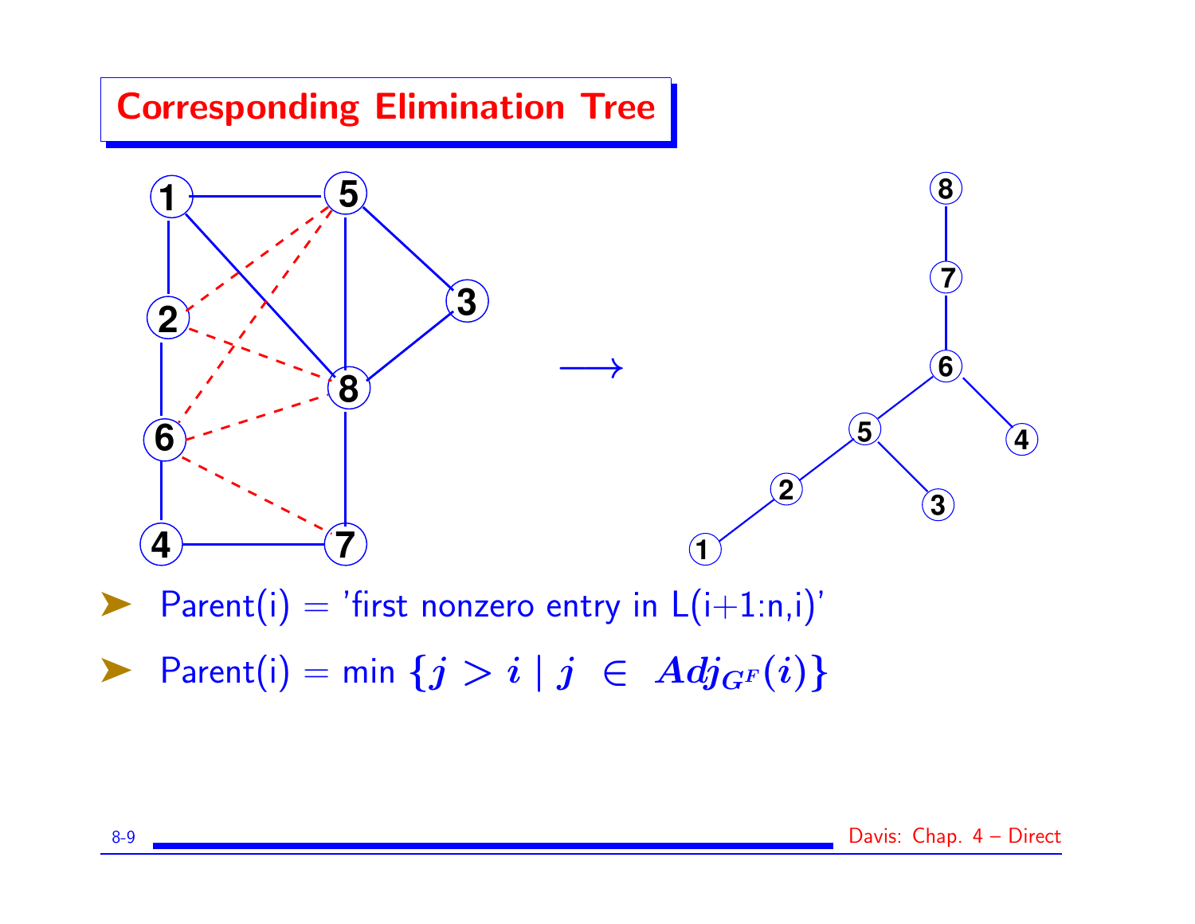## Corresponding Elimination Tree

- Parent(i) = 'first nonzero entry in L(i+1:n,i)'
- Parent(i) = min $\{j > i \mid j \in Adj_{G^F}(i)\}$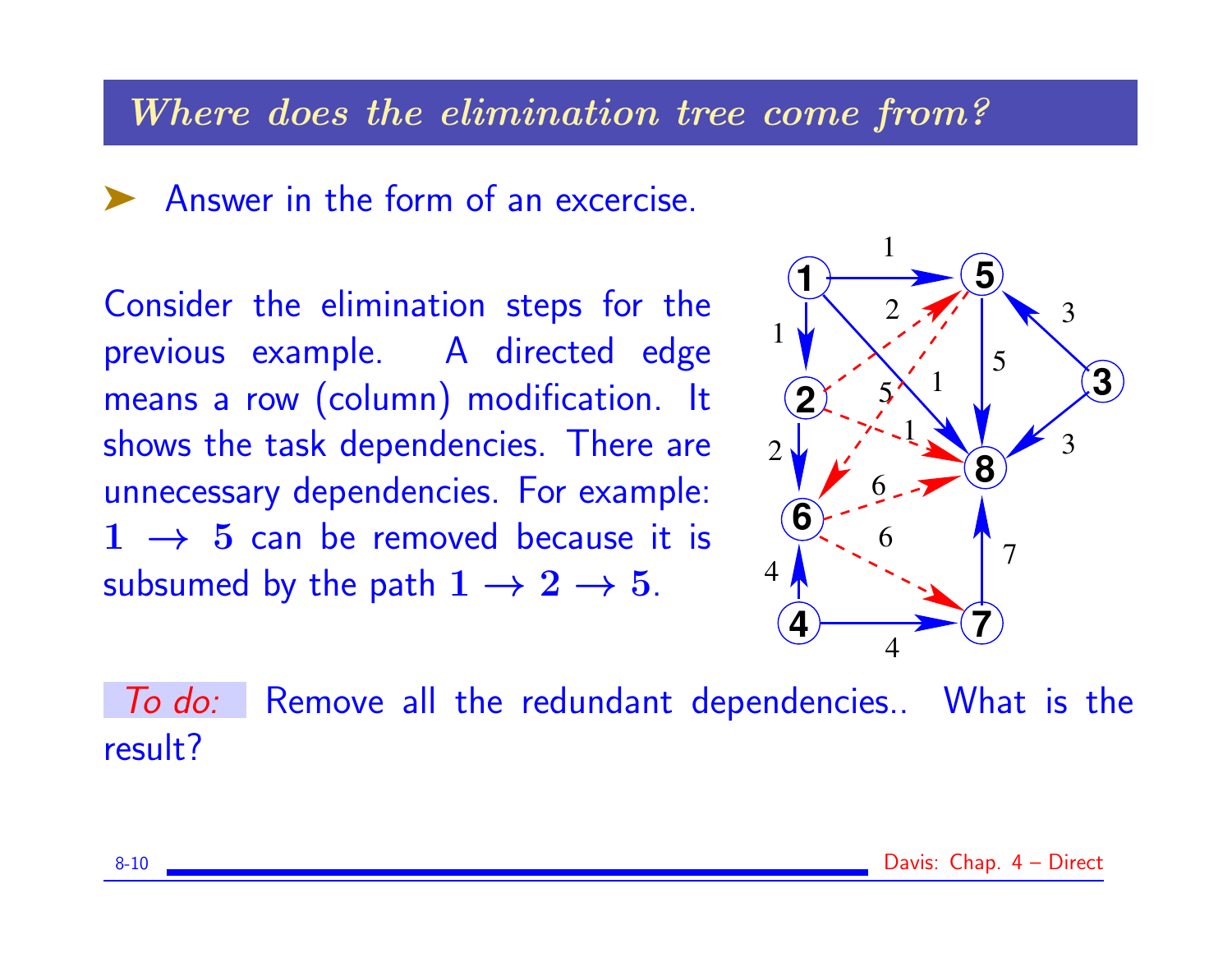# *Where does the elimination tree come from?*

➤ Answer in the form of an excercise.

Consider the elimination steps for the previous example. A directed edge means a row (column) modification. It shows the task dependencies. There are unnecessary dependencies. For example: $\mathbf{1} \rightarrow \mathbf{5}$ can be removed because it is subsumed by the path $\mathbf{1} \rightarrow \mathbf{2} \rightarrow \mathbf{5}$.

*To do:* Remove all the redundant dependencies.. What is the result?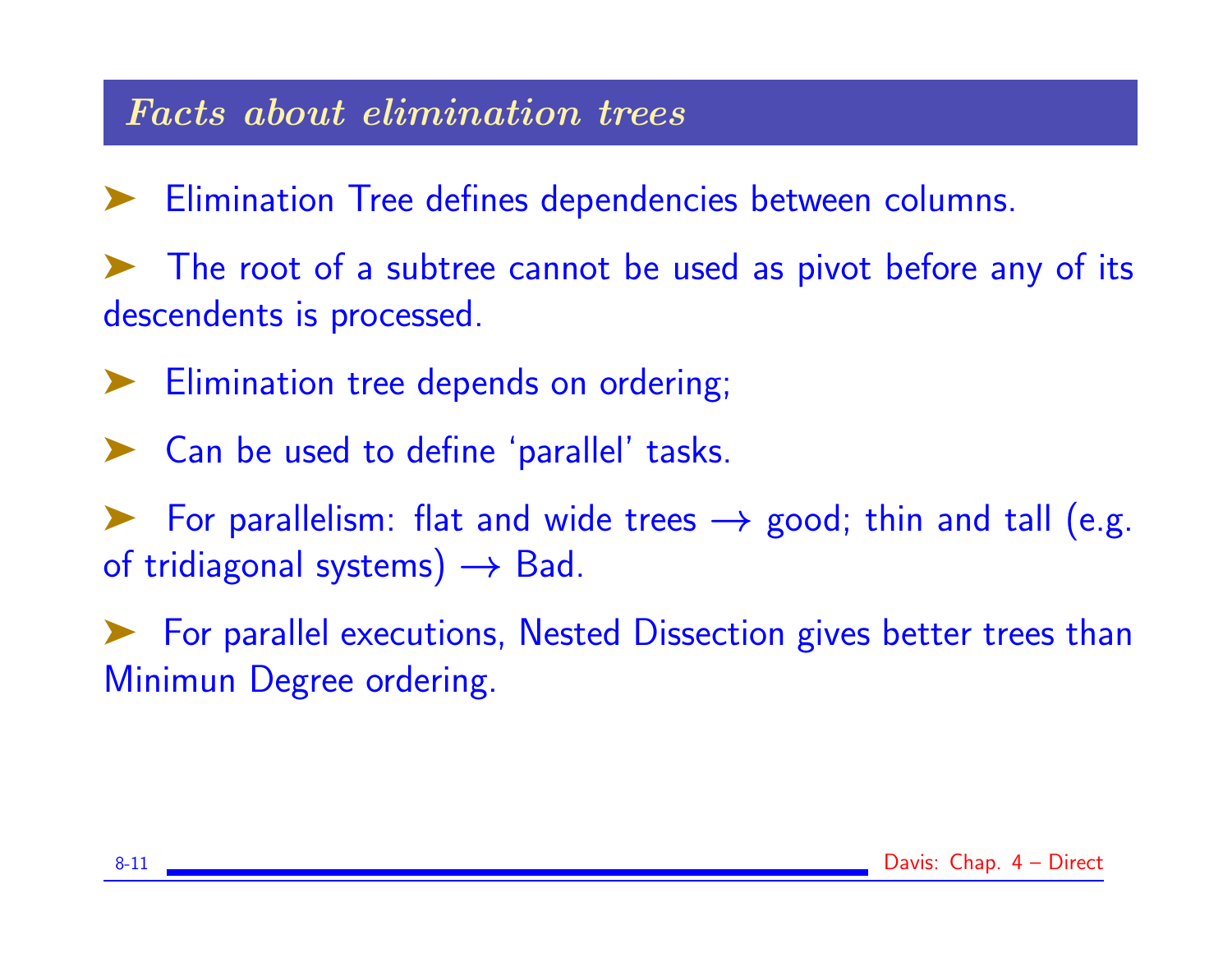## *Facts about elimination trees*

- Elimination Tree defines dependencies between columns.
- The root of a subtree cannot be used as pivot before any of its descendents is processed.
- Elimination tree depends on ordering;
- Can be used to define 'parallel' tasks.
- For parallelism: flat and wide trees $\rightarrow$ good; thin and tall (e.g. of tridiagonal systems) $\rightarrow$ Bad.
- For parallel executions, Nested Dissection gives better trees than Minimun Degree ordering.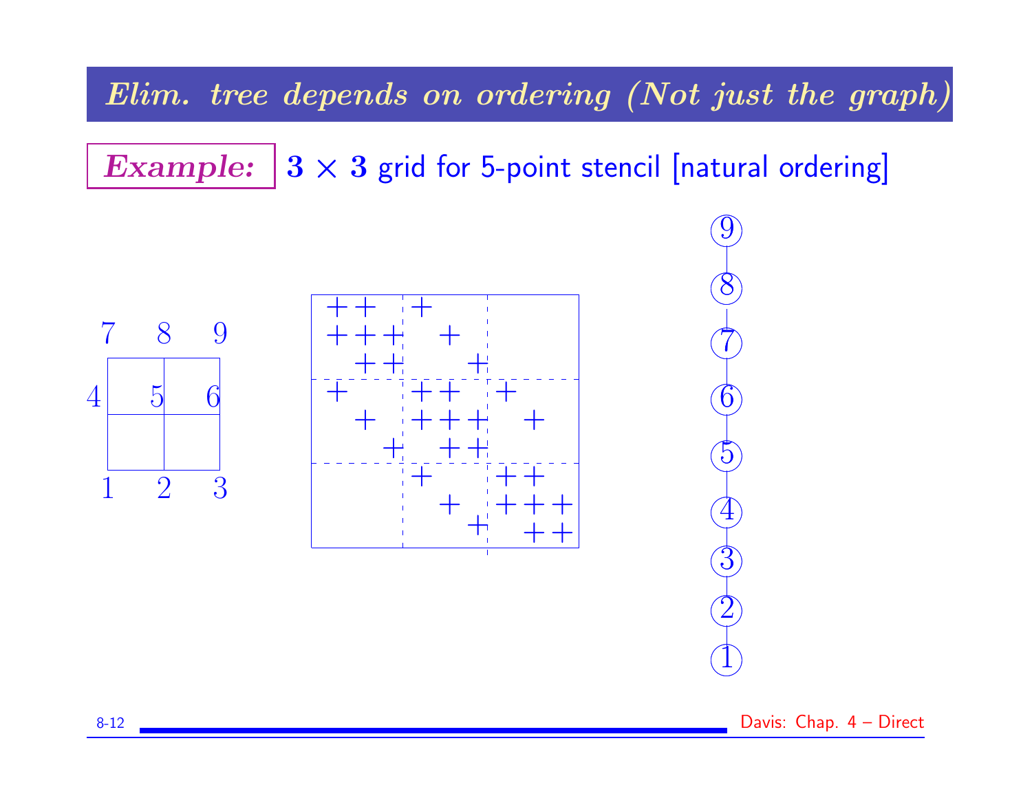# Elim. tree depends on ordering (Not just the graph)

**Example:** $\mathbf{3 \times 3}$ grid for 5-point stencil [natural ordering]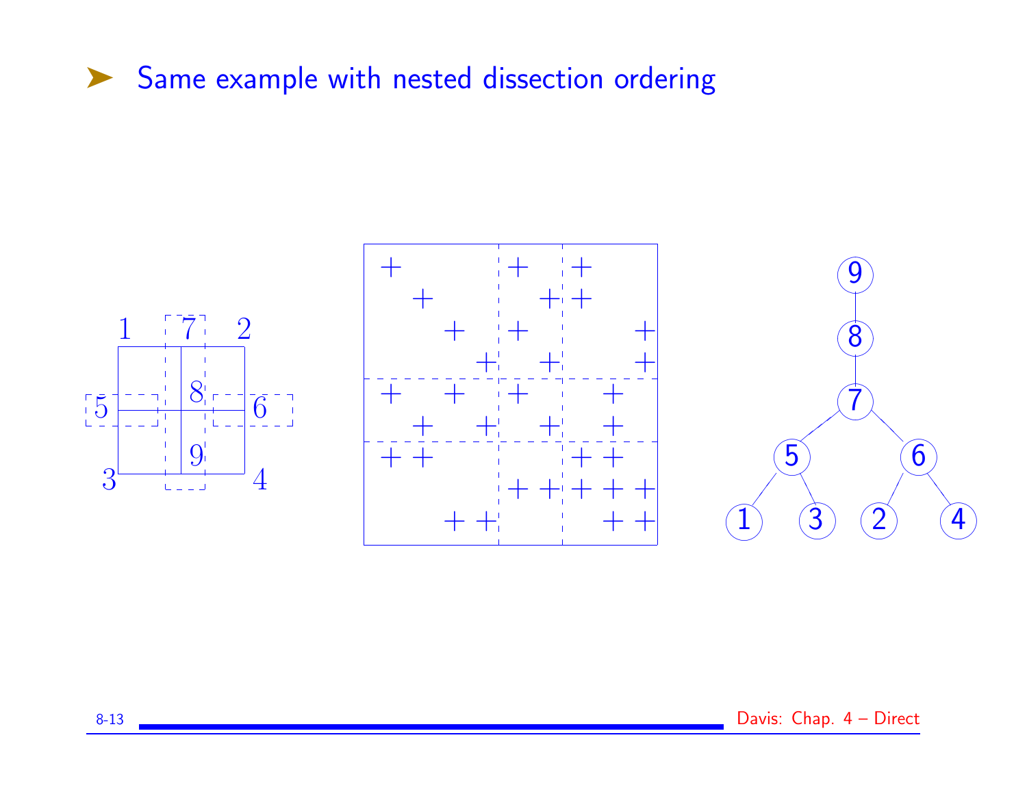- Same example with nested dissection ordering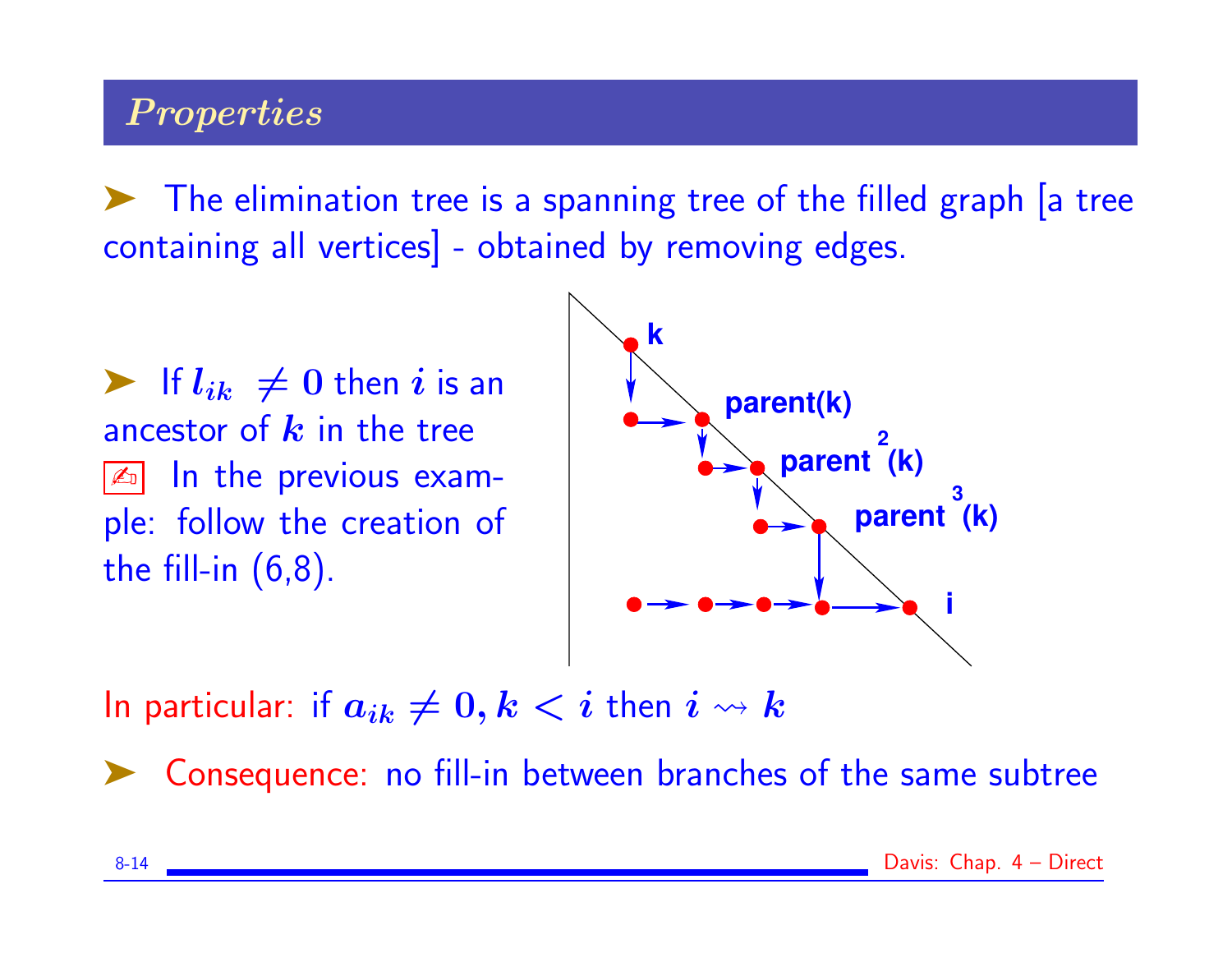## *Properties*

➤ The elimination tree is a spanning tree of the filled graph [a tree containing all vertices] - obtained by removing edges.

➤ If $l_{ik} \neq 0$ then $i$ is an ancestor of $k$ in the tree

✍ In the previous example: follow the creation of the fill-in (6,8).

In particular: if $a_{ik} \neq 0, k < i$ then $i \rightsquigarrow k$

➤ Consequence: no fill-in between branches of the same subtree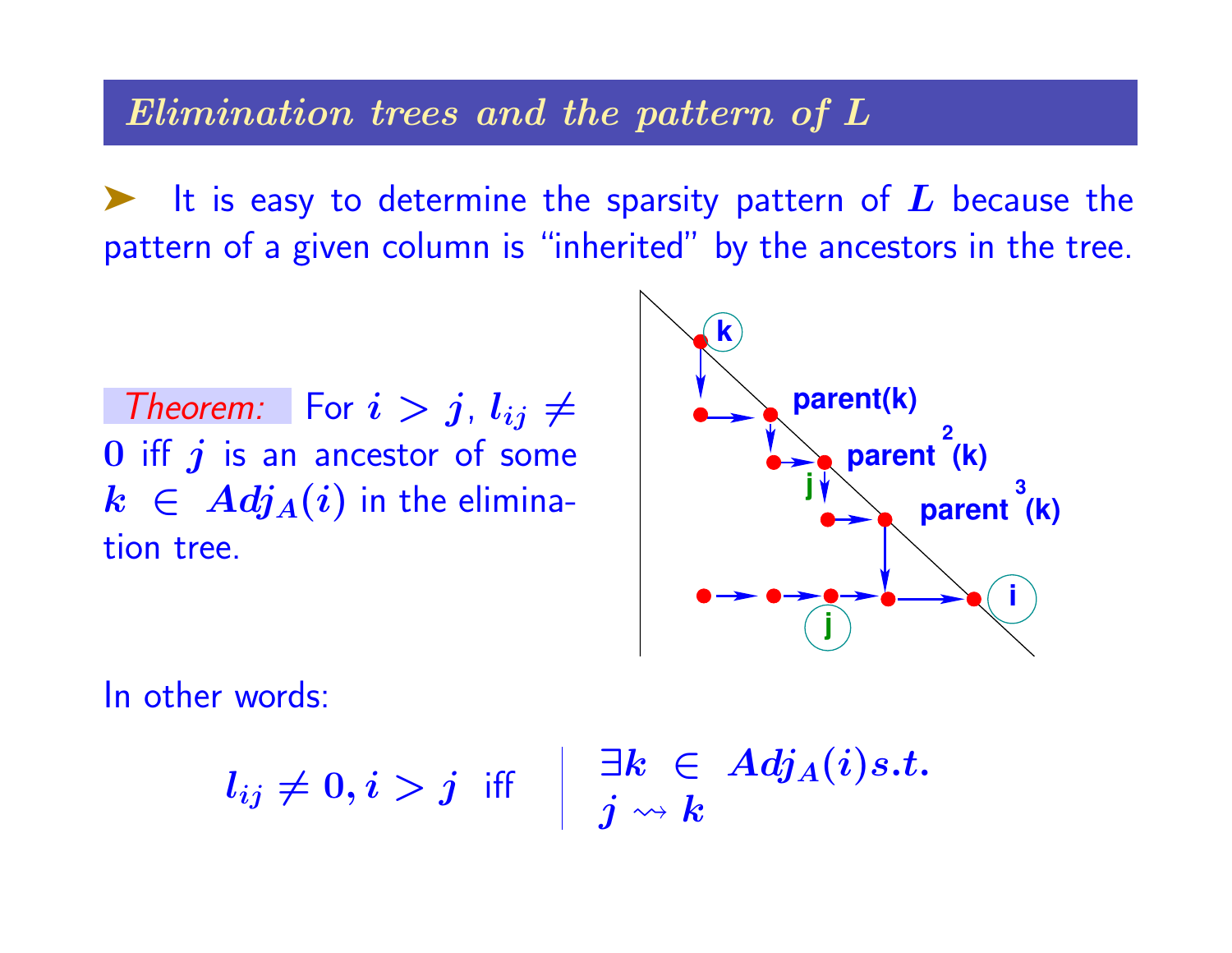## *Elimination trees and the pattern of L*

➤ It is easy to determine the sparsity pattern of $L$ because the pattern of a given column is "inherited" by the ancestors in the tree.

*Theorem:* For $i > j$, $l_{ij} \neq 0$ iff $j$ is an ancestor of some $k \in Adj_A(i)$ in the elimination tree.

In other words:

$$l_{ij} \neq 0, i > j \;\text{ iff } \quad \left| \begin{array}{l} \exists k \in Adj_A(i) s.t. \\ j \rightsquigarrow k \end{array} \right.$$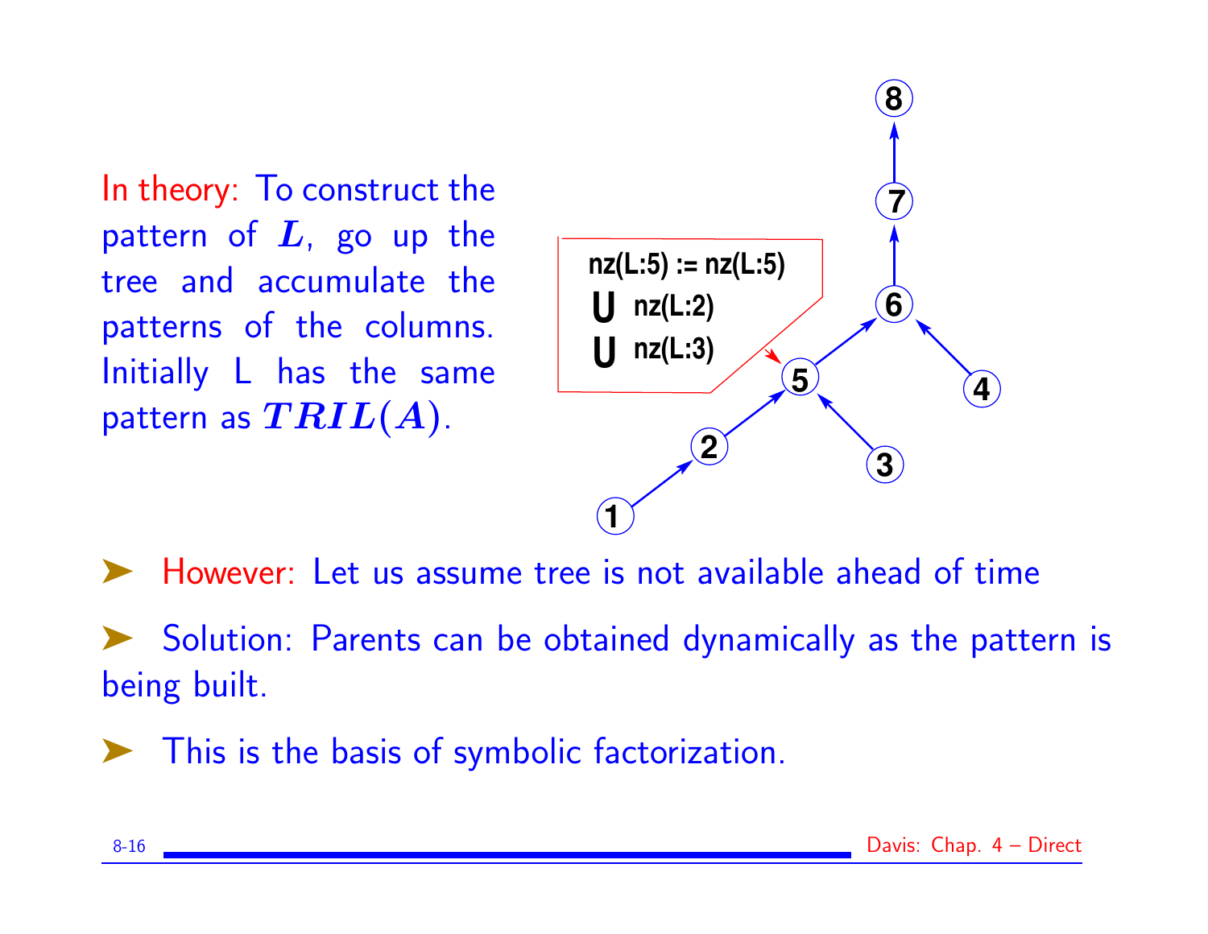In theory: To construct the pattern of $L$, go up the tree and accumulate the patterns of the columns. Initially L has the same pattern as $TRIL(A)$.

nz(L:5) := nz(L:5)
U nz(L:2)
U nz(L:3)

- However: Let us assume tree is not available ahead of time
- Solution: Parents can be obtained dynamically as the pattern is being built.
- This is the basis of symbolic factorization.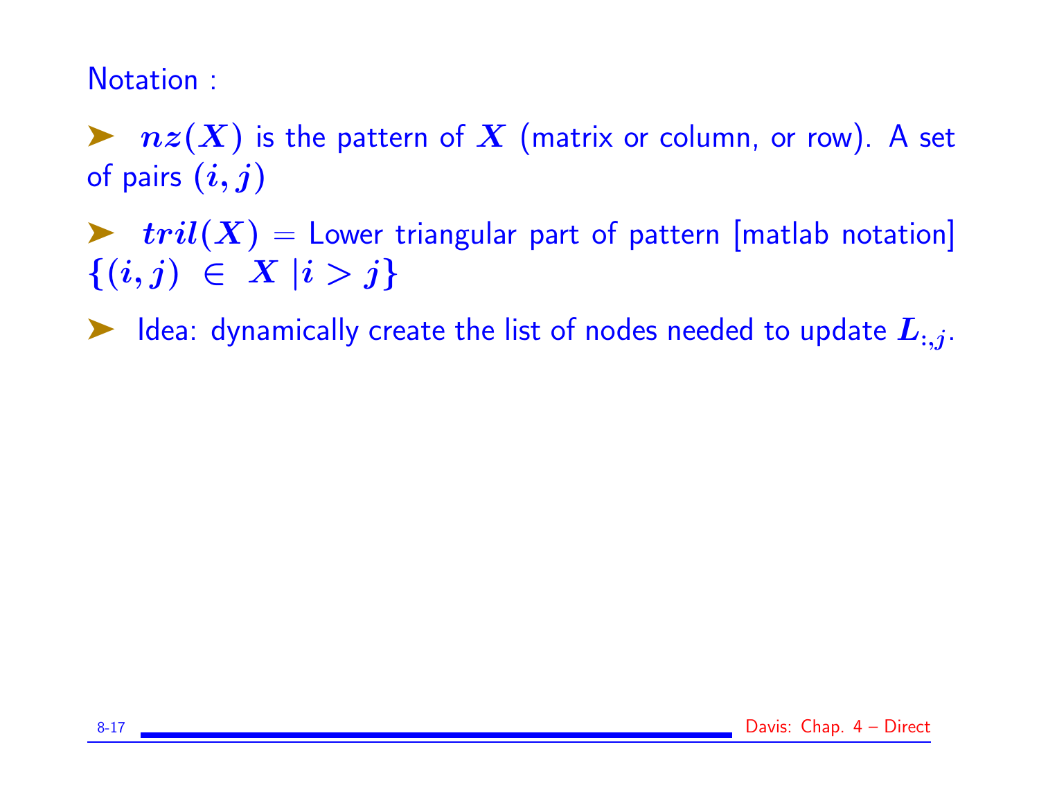Notation :

- $nz(X)$ is the pattern of $X$ (matrix or column, or row). A set of pairs $(i, j)$

- $tril(X)$ = Lower triangular part of pattern [matlab notation] $\{(i, j) \ \in \ X \ | i > j\}$

- Idea: dynamically create the list of nodes needed to update $L_{:,j}$.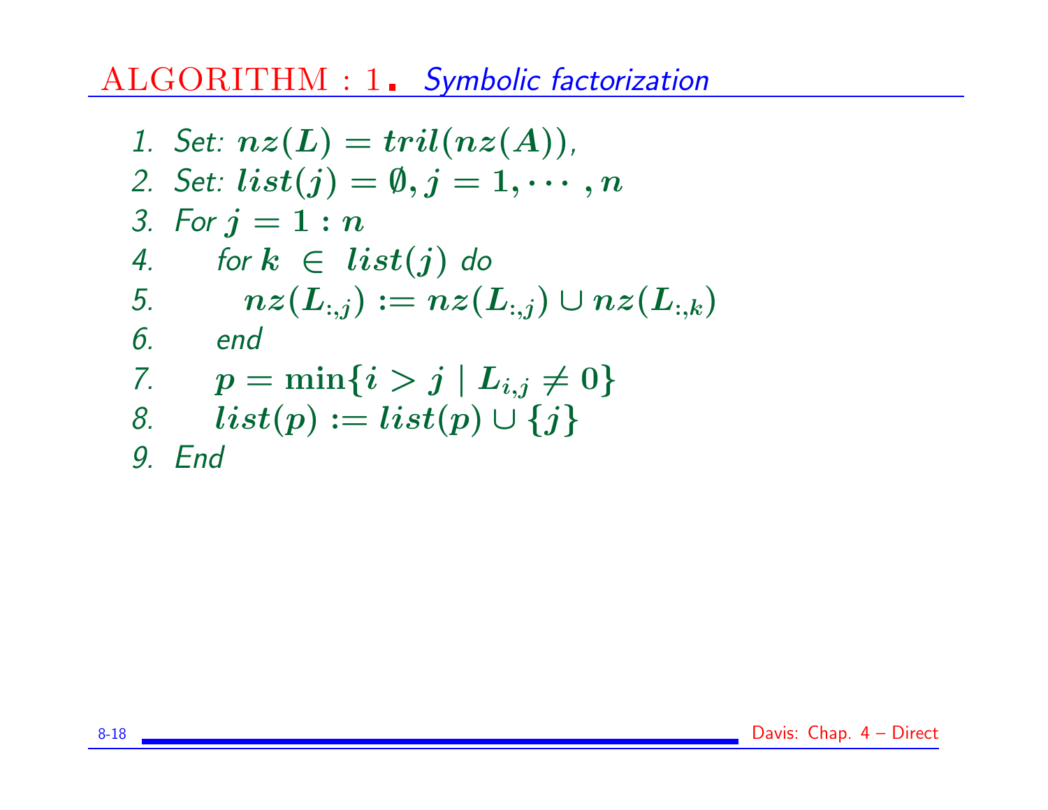## ALGORITHM : 1. *Symbolic factorization*

1. Set: $nz(L) = tril(nz(A))$,
2. Set: $list(j) = \emptyset, j = 1, \cdots, n$
3. For $j = 1 : n$
4. $\quad$ for $k \in list(j)$ do
5. $\qquad nz(L_{:,j}) := nz(L_{:,j}) \cup nz(L_{:,k})$
6. $\quad$ end
7. $\quad p = \min\{i > j \mid L_{i,j} \neq 0\}$
8. $\quad list(p) := list(p) \cup \{j\}$
9. End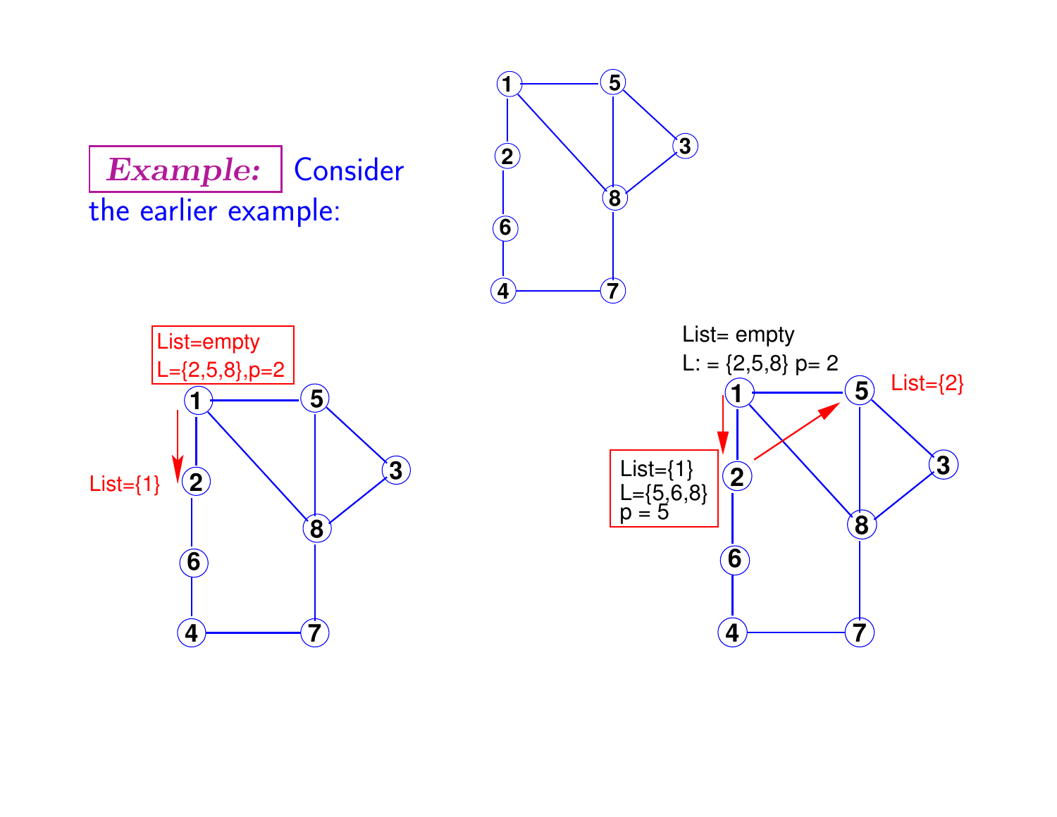**Example:** Consider the earlier example:

List=empty

L={2,5,8},p=2

List={1}

List= empty

L: = {2,5,8} p= 2

List={2}

List={1}

L={5,6,8}

p = 5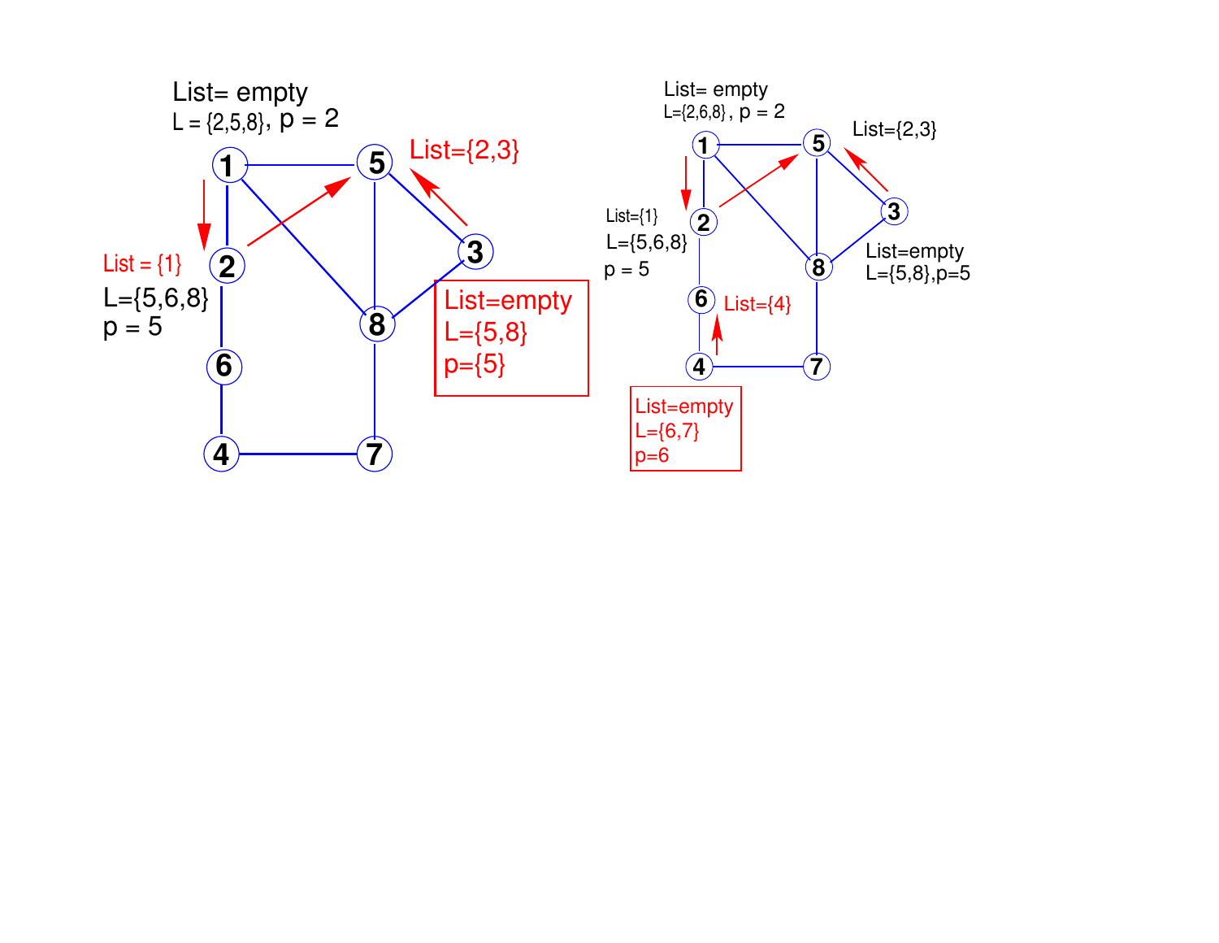List= empty
L = {2,5,8}, p = 2

List={2,3}

List = {1}
L={5,6,8}
p = 5

List=empty
L={5,8}
p={5}

List= empty
L={2,6,8} , p = 2

List={2,3}

List={1}
L={5,6,8}
p = 5

List=empty
L={5,8},p=5

List={4}

List=empty
L={6,7}
p=6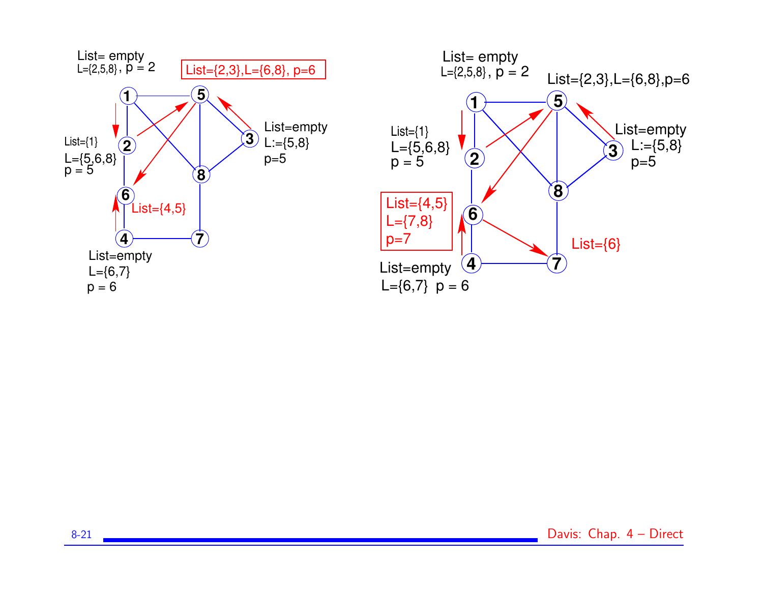List= empty
L={2,5,8} , p = 2

List={2,3},L={6,8}, p=6

List={1}
L={5,6,8}
p = 5

List=empty
L:={5,8}
p=5

List={4,5}

List=empty
L={6,7}
p = 6

1 5 2 3 8 6 4 7

List= empty
L={2,5,8} , p = 2

List={2,3},L={6,8},p=6

List={1}
L={5,6,8}
p = 5

List=empty
L:={5,8}
p=5

List={4,5}
L={7,8}
p=7

List={6}

List=empty
L={6,7} p = 6

1 5 2 3 8 6 4 7